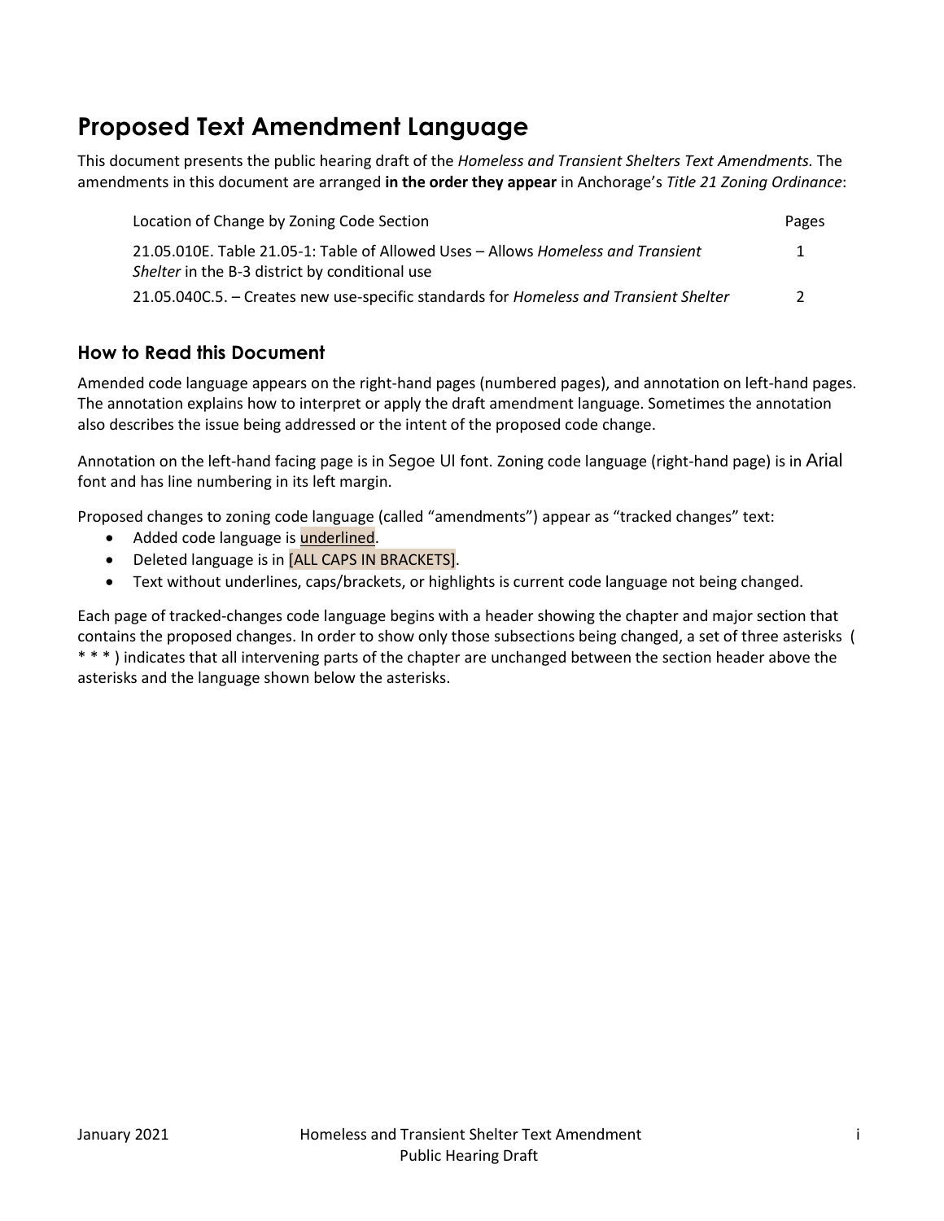# Proposed Text Amendment Language

This document presents the public hearing draft of the *Homeless and Transient Shelters Text Amendments.* The amendments in this document are arranged **in the order they appear** in Anchorage's *Title 21 Zoning Ordinance*:

| Location of Change by Zoning Code Section | Pages |
| --- | --- |
| 21.05.010E. Table 21.05-1: Table of Allowed Uses – Allows *Homeless and Transient Shelter* in the B-3 district by conditional use | 1 |
| 21.05.040C.5. – Creates new use-specific standards for *Homeless and Transient Shelter* | 2 |

## How to Read this Document

Amended code language appears on the right-hand pages (numbered pages), and annotation on left-hand pages. The annotation explains how to interpret or apply the draft amendment language. Sometimes the annotation also describes the issue being addressed or the intent of the proposed code change.

Annotation on the left-hand facing page is in Segoe UI font. Zoning code language (right-hand page) is in Arial font and has line numbering in its left margin.

Proposed changes to zoning code language (called "amendments") appear as "tracked changes" text:

- Added code language is <u>underlined</u>.
- Deleted language is in [ALL CAPS IN BRACKETS].
- Text without underlines, caps/brackets, or highlights is current code language not being changed.

Each page of tracked-changes code language begins with a header showing the chapter and major section that contains the proposed changes. In order to show only those subsections being changed, a set of three asterisks ( * * * ) indicates that all intervening parts of the chapter are unchanged between the section header above the asterisks and the language shown below the asterisks.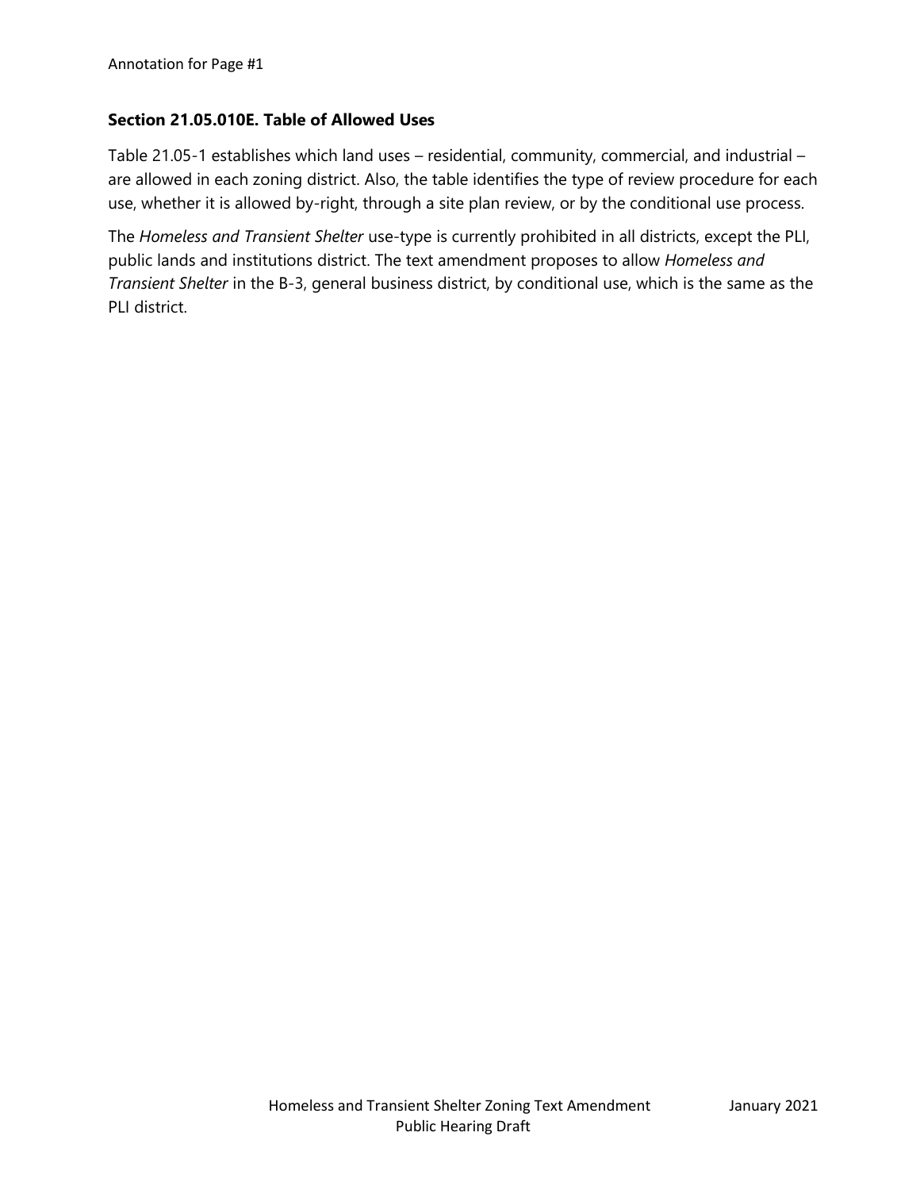Annotation for Page #1

### Section 21.05.010E. Table of Allowed Uses

Table 21.05-1 establishes which land uses – residential, community, commercial, and industrial – are allowed in each zoning district. Also, the table identifies the type of review procedure for each use, whether it is allowed by-right, through a site plan review, or by the conditional use process.

The *Homeless and Transient Shelter* use-type is currently prohibited in all districts, except the PLI, public lands and institutions district. The text amendment proposes to allow *Homeless and Transient Shelter* in the B-3, general business district, by conditional use, which is the same as the PLI district.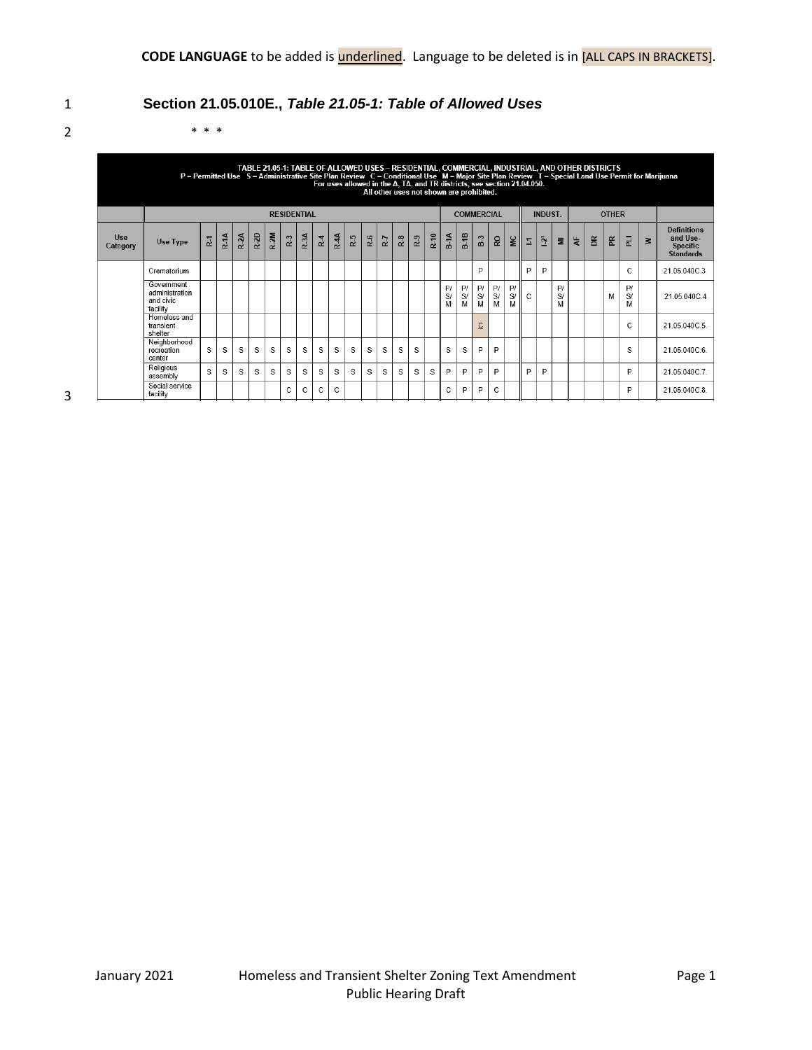**CODE LANGUAGE** to be added is <u>underlined</u>. Language to be deleted is in [ALL CAPS IN BRACKETS].

## Section 21.05.010E., *Table 21.05-1: Table of Allowed Uses*

\* \* \*

**TABLE 21.05-1: TABLE OF ALLOWED USES – RESIDENTIAL, COMMERCIAL, INDUSTRIAL, AND OTHER DISTRICTS**
**P – Permitted Use S – Administrative Site Plan Review C – Conditional Use M – Major Site Plan Review T – Special Land Use Permit for Marijuana**
**For uses allowed in the A, TA, and TR districts, see section 21.04.050.**
**All other uses not shown are prohibited.**

| | | RESIDENTIAL | | | | | | | | | | | | | | | COMMERCIAL | | | | | INDUST. | | | OTHER | | | | | |
|---|---|---|---|---|---|---|---|---|---|---|---|---|---|---|---|---|---|---|---|---|---|---|---|---|---|---|---|---|---|---|
| **Use Category** | **Use Type** | **R-1** | **R-1A** | **R-2A** | **R-2D** | **R-2M** | **R-3** | **R-3A** | **R-4** | **R-4A** | **R-5** | **R-6** | **R-7** | **R-8** | **R-9** | **R-10** | **B-1A** | **B-1B** | **B-3** | **RO** | **MC** | **I-1** | **I-2[1]** | **MI** | **AF** | **DR** | **PR** | **PLI** | **W** | **Definitions and Use-Specific Standards** |
| | Crematorium | | | | | | | | | | | | | | | | | | P | | | P | P | | | | | C | | 21.05.040C.3. |
| | Government administration and civic facility | | | | | | | | | | | | | | | | P/S/M | P/S/M | P/S/M | P/S/M | P/S/M | C | | P/S/M | | | M | P/S/M | | 21.05.040C.4 |
| | Homeless and transient shelter | | | | | | | | | | | | | | | | | | <u>C</u> | | | | | | | | | C | | 21.05.040C.5. |
| | Neighborhood recreation center | S | S | S | S | S | S | S | S | S | S | S | S | S | S | | S | S | P | P | | | | | | | | S | | 21.05.040C.6. |
| | Religious assembly | S | S | S | S | S | S | S | S | S | S | S | S | S | S | S | P | P | P | P | | P | P | | | | | P | | 21.05.040C.7. |
| | Social service facility | | | | | | C | C | C | C | | | | | | | C | P | P | C | | | | | | | | P | | 21.05.040C.8. |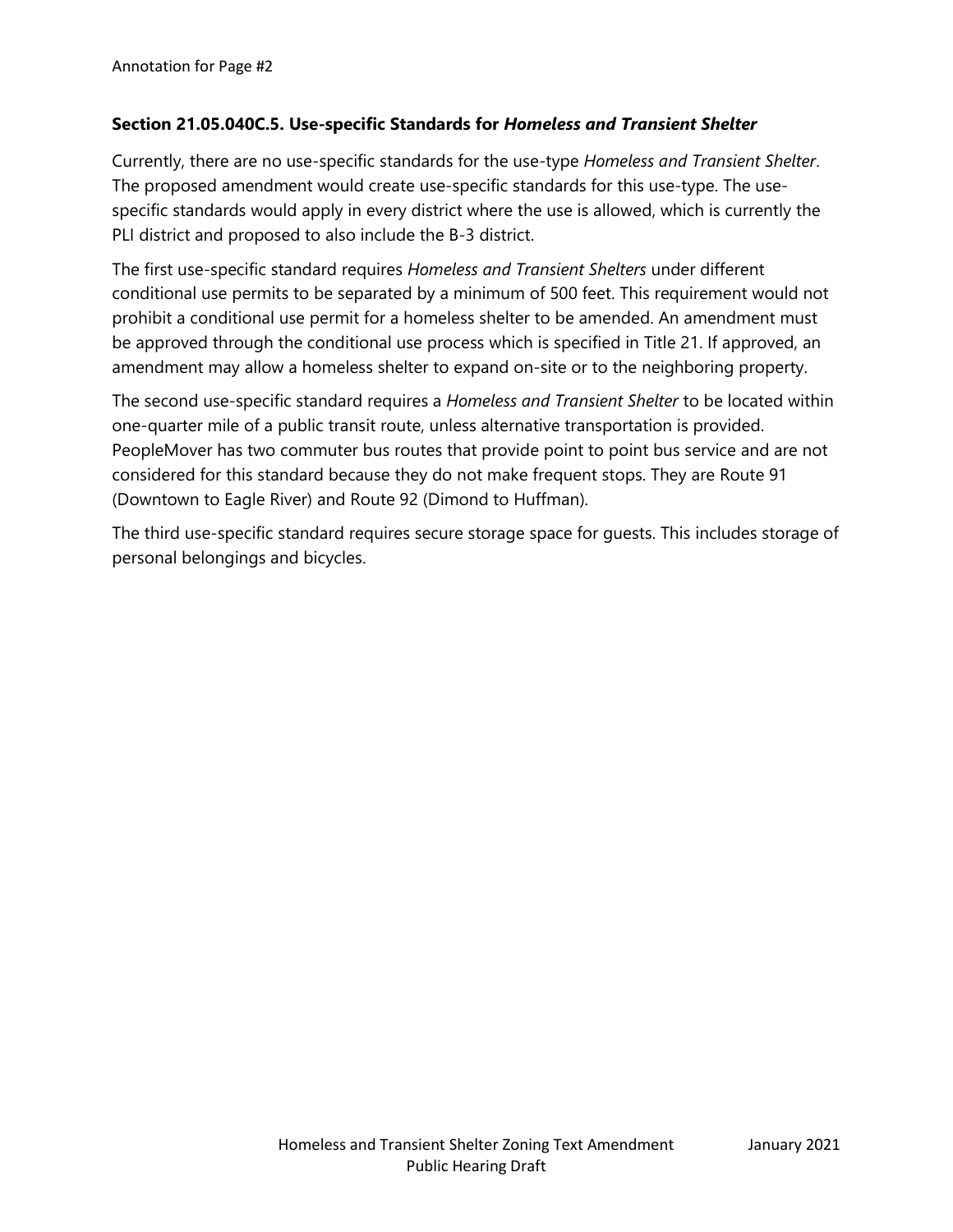Annotation for Page #2

## Section 21.05.040C.5. Use-specific Standards for *Homeless and Transient Shelter*

Currently, there are no use-specific standards for the use-type *Homeless and Transient Shelter*. The proposed amendment would create use-specific standards for this use-type. The use-specific standards would apply in every district where the use is allowed, which is currently the PLI district and proposed to also include the B-3 district.

The first use-specific standard requires *Homeless and Transient Shelters* under different conditional use permits to be separated by a minimum of 500 feet. This requirement would not prohibit a conditional use permit for a homeless shelter to be amended. An amendment must be approved through the conditional use process which is specified in Title 21. If approved, an amendment may allow a homeless shelter to expand on-site or to the neighboring property.

The second use-specific standard requires a *Homeless and Transient Shelter* to be located within one-quarter mile of a public transit route, unless alternative transportation is provided. PeopleMover has two commuter bus routes that provide point to point bus service and are not considered for this standard because they do not make frequent stops. They are Route 91 (Downtown to Eagle River) and Route 92 (Dimond to Huffman).

The third use-specific standard requires secure storage space for guests. This includes storage of personal belongings and bicycles.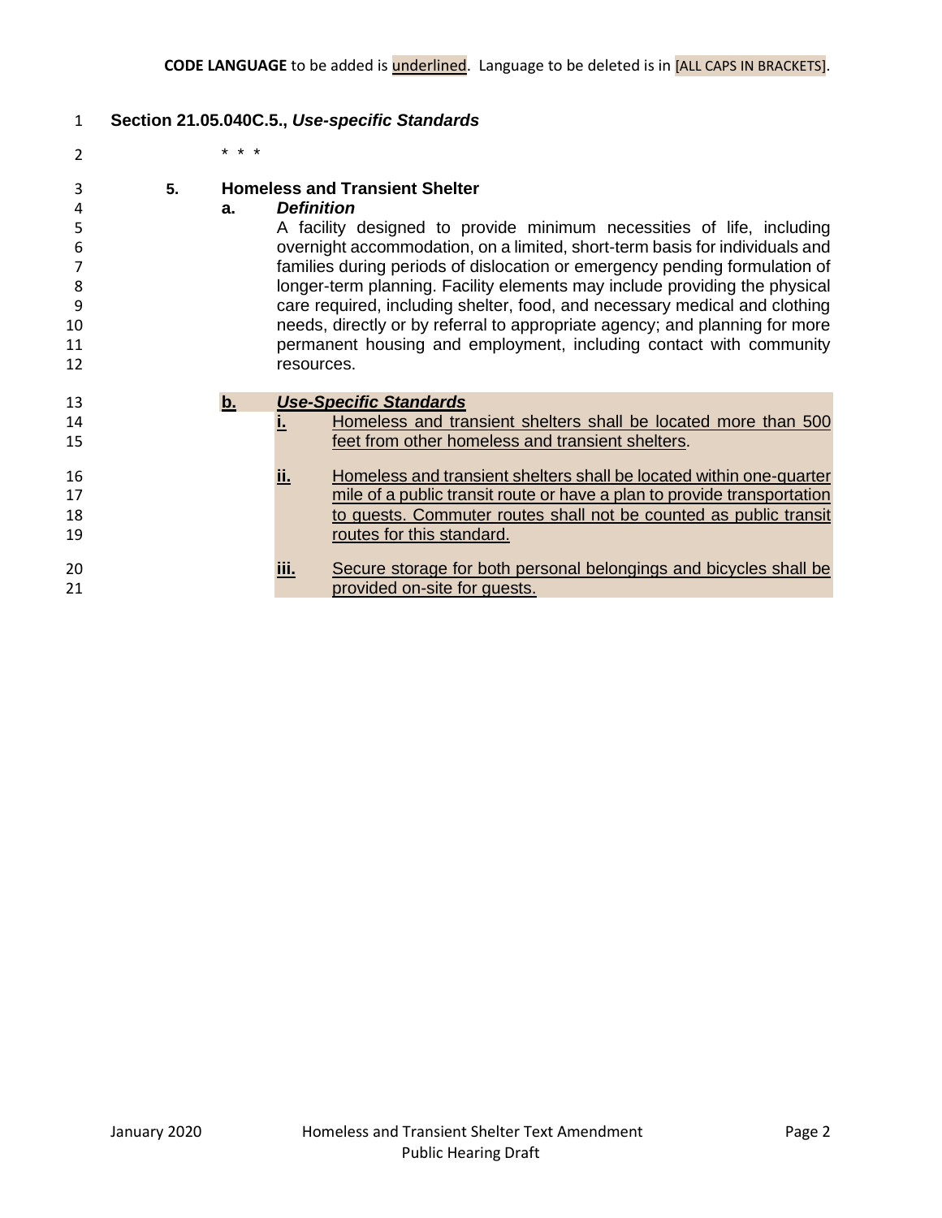**CODE LANGUAGE** to be added is <u>underlined</u>. Language to be deleted is in [ALL CAPS IN BRACKETS].

**Section 21.05.040C.5., *Use-specific Standards***

\* \* \*

**5. Homeless and Transient Shelter**

**a. *Definition***

A facility designed to provide minimum necessities of life, including overnight accommodation, on a limited, short-term basis for individuals and families during periods of dislocation or emergency pending formulation of longer-term planning. Facility elements may include providing the physical care required, including shelter, food, and necessary medical and clothing needs, directly or by referral to appropriate agency; and planning for more permanent housing and employment, including contact with community resources.

<u>**b. *Use-Specific Standards***</u>

<u>**i.** Homeless and transient shelters shall be located more than 500 feet from other homeless and transient shelters</u>.

<u>**ii.** Homeless and transient shelters shall be located within one-quarter mile of a public transit route or have a plan to provide transportation to guests. Commuter routes shall not be counted as public transit routes for this standard.</u>

<u>**iii.** Secure storage for both personal belongings and bicycles shall be provided on-site for guests.</u>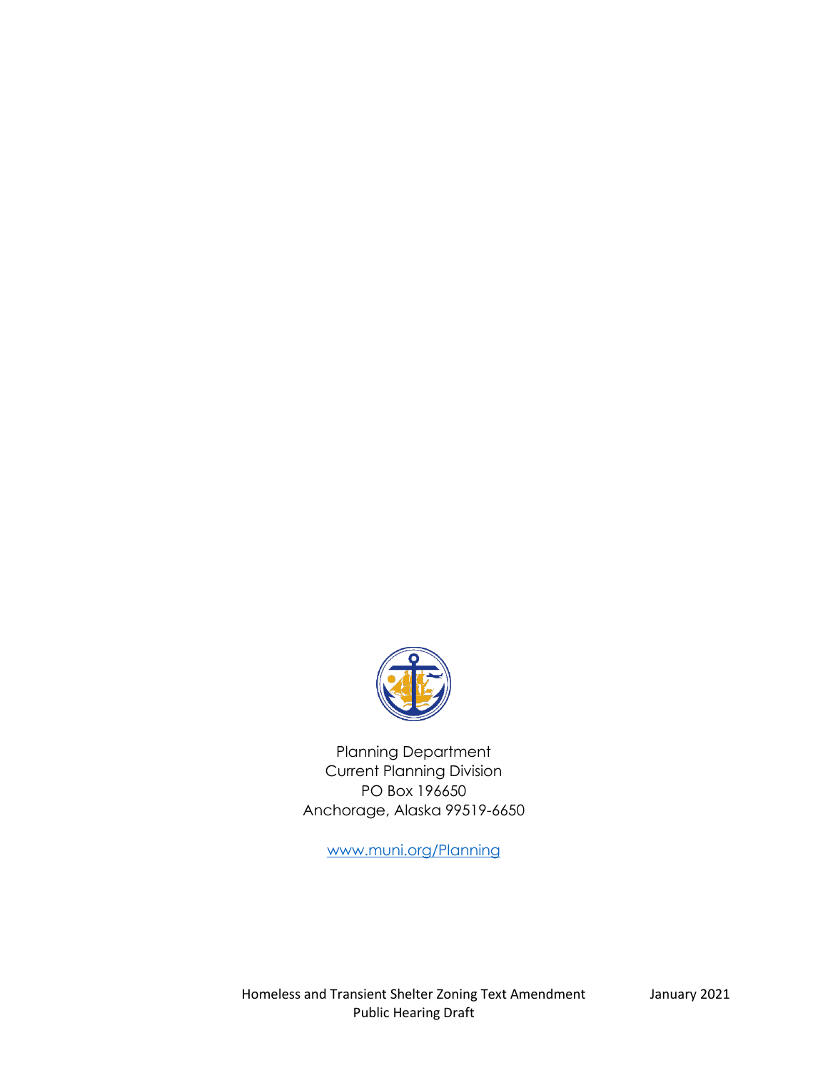Planning Department
Current Planning Division
PO Box 196650
Anchorage, Alaska 99519-6650

[www.muni.org/Planning](http://www.muni.org/Planning)